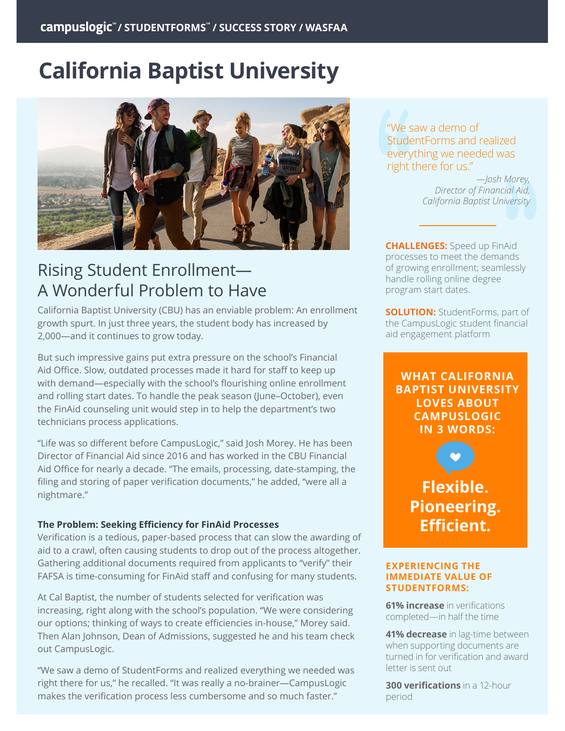campuslogic℠ / STUDENTFORMS℠ / SUCCESS STORY / WASFAA

# California Baptist University

## Rising Student Enrollment—A Wonderful Problem to Have

California Baptist University (CBU) has an enviable problem: An enrollment growth spurt. In just three years, the student body has increased by 2,000—and it continues to grow today.

But such impressive gains put extra pressure on the school's Financial Aid Office. Slow, outdated processes made it hard for staff to keep up with demand—especially with the school's flourishing online enrollment and rolling start dates. To handle the peak season (June–October), even the FinAid counseling unit would step in to help the department's two technicians process applications.

"Life was so different before CampusLogic," said Josh Morey. He has been Director of Financial Aid since 2016 and has worked in the CBU Financial Aid Office for nearly a decade. "The emails, processing, date-stamping, the filing and storing of paper verification documents," he added, "were all a nightmare."

### The Problem: Seeking Efficiency for FinAid Processes

Verification is a tedious, paper-based process that can slow the awarding of aid to a crawl, often causing students to drop out of the process altogether. Gathering additional documents required from applicants to "verify" their FAFSA is time-consuming for FinAid staff and confusing for many students.

At Cal Baptist, the number of students selected for verification was increasing, right along with the school's population. "We were considering our options; thinking of ways to create efficiencies in-house," Morey said. Then Alan Johnson, Dean of Admissions, suggested he and his team check out CampusLogic.

"We saw a demo of StudentForms and realized everything we needed was right there for us," he recalled. "It was really a no-brainer—CampusLogic makes the verification process less cumbersome and so much faster."

> "We saw a demo of StudentForms and realized everything we needed was right there for us."
>
> *—Josh Morey, Director of Financial Aid, California Baptist University*

**CHALLENGES:** Speed up FinAid processes to meet the demands of growing enrollment; seamlessly handle rolling online degree program start dates.

**SOLUTION:** StudentForms, part of the CampusLogic student financial aid engagement platform

**WHAT CALIFORNIA BAPTIST UNIVERSITY LOVES ABOUT CAMPUSLOGIC IN 3 WORDS:**

**Flexible. Pioneering. Efficient.**

**EXPERIENCING THE IMMEDIATE VALUE OF STUDENTFORMS:**

**61% increase** in verifications completed—in half the time

**41% decrease** in lag-time between when supporting documents are turned in for verification and award letter is sent out

**300 verifications** in a 12-hour period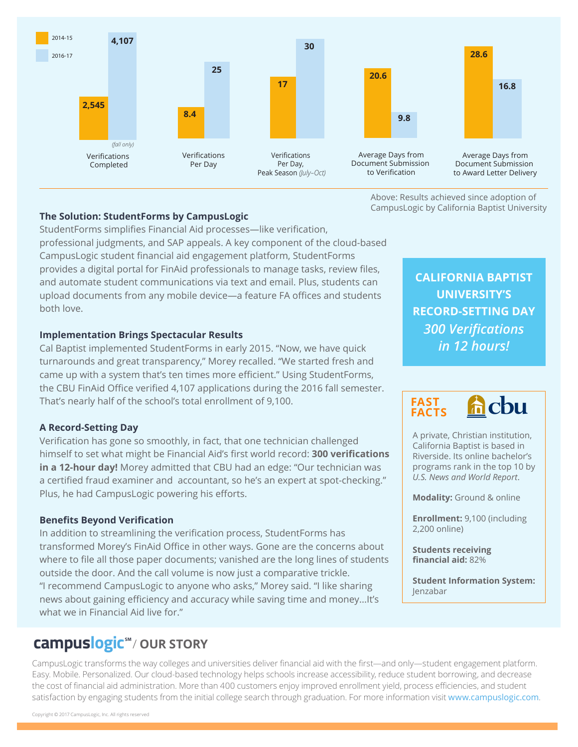2014-15

2016-17

2,545

4,107

(fall only)

Verifications Completed

8.4

25

Verifications Per Day

17

30

Verifications Per Day, Peak Season *(July–Oct)*

20.6

9.8

Average Days from Document Submission to Verification

28.6

16.8

Average Days from Document Submission to Award Letter Delivery

Above: Results achieved since adoption of CampusLogic by California Baptist University

### The Solution: StudentForms by CampusLogic

StudentForms simplifies Financial Aid processes—like verification, professional judgments, and SAP appeals. A key component of the cloud-based CampusLogic student financial aid engagement platform, StudentForms provides a digital portal for FinAid professionals to manage tasks, review files, and automate student communications via text and email. Plus, students can upload documents from any mobile device—a feature FA offices and students both love.

### Implementation Brings Spectacular Results

Cal Baptist implemented StudentForms in early 2015. "Now, we have quick turnarounds and great transparency," Morey recalled. "We started fresh and came up with a system that's ten times more efficient." Using StudentForms, the CBU FinAid Office verified 4,107 applications during the 2016 fall semester. That's nearly half of the school's total enrollment of 9,100.

### A Record-Setting Day

Verification has gone so smoothly, in fact, that one technician challenged himself to set what might be Financial Aid's first world record: **300 verifications in a 12-hour day!** Morey admitted that CBU had an edge: "Our technician was a certified fraud examiner and accountant, so he's an expert at spot-checking." Plus, he had CampusLogic powering his efforts.

### Benefits Beyond Verification

In addition to streamlining the verification process, StudentForms has transformed Morey's FinAid Office in other ways. Gone are the concerns about where to file all those paper documents; vanished are the long lines of students outside the door. And the call volume is now just a comparative trickle. "I recommend CampusLogic to anyone who asks," Morey said. "I like sharing news about gaining efficiency and accuracy while saving time and money...It's what we in Financial Aid live for."

**CALIFORNIA BAPTIST UNIVERSITY'S RECORD-SETTING DAY**
***300 Verifications in 12 hours!***

**FAST FACTS** cbu

A private, Christian institution, California Baptist is based in Riverside. Its online bachelor's programs rank in the top 10 by *U.S. News and World Report*.

**Modality:** Ground & online

**Enrollment:** 9,100 (including 2,200 online)

**Students receiving financial aid:** 82%

**Student Information System:** Jenzabar

## campuslogic℠ / OUR STORY

CampusLogic transforms the way colleges and universities deliver financial aid with the first—and only—student engagement platform. Easy. Mobile. Personalized. Our cloud-based technology helps schools increase accessibility, reduce student borrowing, and decrease the cost of financial aid administration. More than 400 customers enjoy improved enrollment yield, process efficiencies, and student satisfaction by engaging students from the initial college search through graduation. For more information visit www.campuslogic.com.

Copyright © 2017 CampusLogic, Inc. All rights reserved